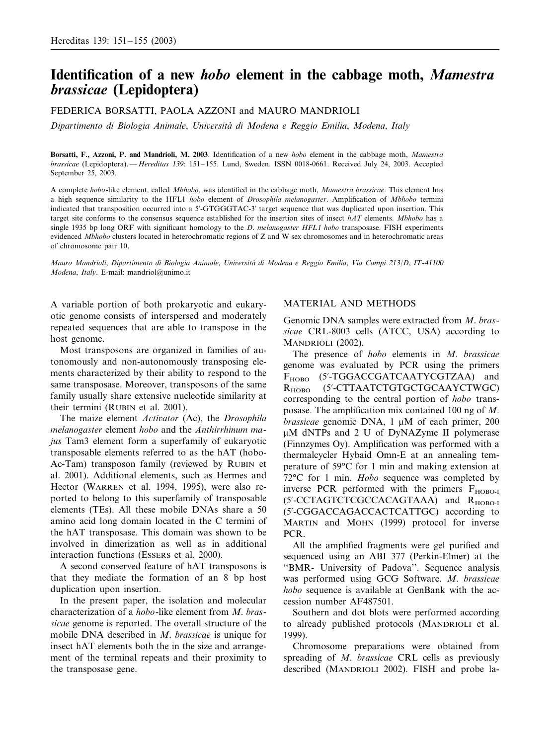# Identification of a new *hobo* element in the cabbage moth, *Mamestra brassicae* (Lepidoptera)

FEDERICA BORSATTI, PAOLA AZZONI and MAURO MANDRIOLI

*Dipartimento di Biologia Animale, Università di Modena e Reggio Emilia, Modena, Italy*

**Borsatti, F., Azzoni, P. and Mandrioli, M. 2003**. Identification of a new *hobo* element in the cabbage moth, *Mamestra brassicae* (Lepidoptera). — *Hereditas 139*: 151–155. Lund, Sweden. ISSN 0018-0661. Received July 24, 2003. Accepted September 25, 2003.

A complete *hobo*-like element, called *Mbhobo*, was identified in the cabbage moth, *Mamestra brassicae*. This element has a high sequence similarity to the HFL1 *hobo* element of *Drosophila melanogaster*. Amplification of *Mbhobo* termini indicated that transposition occurred into a 5′-GTGGGTAC-3′ target sequence that was duplicated upon insertion. This target site conforms to the consensus sequence established for the insertion sites of insect *hAT* elements. *Mbhobo* has a single 1935 bp long ORF with significant homology to the *D. melanogaster HFL1 hobo* transposase. FISH experiments evidenced *Mbhobo* clusters located in heterochromatic regions of Z and W sex chromosomes and in heterochromatic areas of chromosome pair 10.

*Mauro Mandrioli, Dipartimento di Biologia Animale, Università di Modena e Reggio Emilia, Via Campi 213/D, IT-41100 Modena, Italy*. E-mail: mandriol@unimo.it

A variable portion of both prokaryotic and eukaryotic genome consists of interspersed and moderately repeated sequences that are able to transpose in the host genome.

Most transposons are organized in families of autonomously and non-autonomously transposing elements characterized by their ability to respond to the same transposase. Moreover, transposons of the same family usually share extensive nucleotide similarity at their termini (RUBIN et al. 2001).

The maize element *Activator* (Ac), the *Drosophila melanogaster* element *hobo* and the *Anthirrhinum majus* Tam3 element form a superfamily of eukaryotic transposable elements referred to as the hAT (hobo-Ac-Tam) transposon family (reviewed by RUBIN et al. 2001). Additional elements, such as Hermes and Hector (WARREN et al. 1994, 1995), were also reported to belong to this superfamily of transposable elements (TEs). All these mobile DNAs share a 50 amino acid long domain located in the C termini of the hAT transposase. This domain was shown to be involved in dimerization as well as in additional interaction functions (ESSERS et al. 2000).

A second conserved feature of hAT transposons is that they mediate the formation of an 8 bp host duplication upon insertion.

In the present paper, the isolation and molecular characterization of a *hobo*-like element from *M. brassicae* genome is reported. The overall structure of the mobile DNA described in *M. brassicae* is unique for insect hAT elements both the in the size and arrangement of the terminal repeats and their proximity to the transposase gene.

## MATERIAL AND METHODS

Genomic DNA samples were extracted from *M. brassicae* CRL-8003 cells (ATCC, USA) according to MANDRIOLI (2002).

The presence of *hobo* elements in *M. brassicae* genome was evaluated by PCR using the primers $F_{HOBO}$ (5′-TGGACCGATCAATYCGTZAA) and $R_{HOBO}$ (5′-CTTAATCTGTGCTGCAAYCTWGC) corresponding to the central portion of *hobo* transposase. The amplification mix contained 100 ng of *M. brassicae* genomic DNA, 1 μM of each primer, 200 μM dNTPs and 2 U of DyNAZyme II polymerase (Finnzymes Oy). Amplification was performed with a thermalcycler Hybaid Omn-E at an annealing temperature of 59°C for 1 min and making extension at 72°C for 1 min. *Hobo* sequence was completed by inverse PCR performed with the primers $F_{HOBO\text{-}I}$ (5′-CCTAGTCTCGCCACAGTAAA) and $R_{HOBO\text{-}I}$ (5′-CGGACCAGACCACTCATTGC) according to MARTIN and MOHN (1999) protocol for inverse PCR.

All the amplified fragments were gel purified and sequenced using an ABI 377 (Perkin-Elmer) at the "BMR- University of Padova". Sequence analysis was performed using GCG Software. *M. brassicae hobo* sequence is available at GenBank with the accession number AF487501.

Southern and dot blots were performed according to already published protocols (MANDRIOLI et al. 1999).

Chromosome preparations were obtained from spreading of *M. brassicae* CRL cells as previously described (MANDRIOLI 2002). FISH and probe la-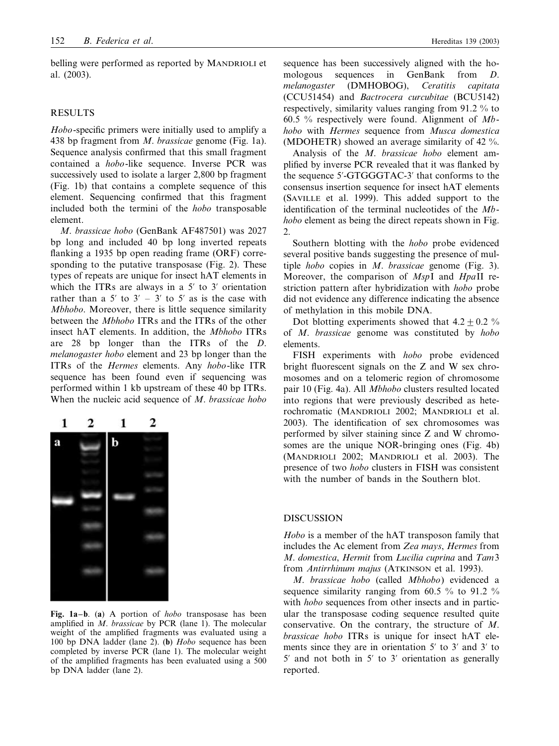belling were performed as reported by MANDRIOLI et al. (2003).

## RESULTS

*Hobo*-specific primers were initially used to amplify a 438 bp fragment from *M. brassicae* genome (Fig. 1a). Sequence analysis confirmed that this small fragment contained a *hobo*-like sequence. Inverse PCR was successively used to isolate a larger 2,800 bp fragment (Fig. 1b) that contains a complete sequence of this element. Sequencing confirmed that this fragment included both the termini of the *hobo* transposable element.

*M. brassicae hobo* (GenBank AF487501) was 2027 bp long and included 40 bp long inverted repeats flanking a 1935 bp open reading frame (ORF) corresponding to the putative transposase (Fig. 2). These types of repeats are unique for insect hAT elements in which the ITRs are always in a 5′ to 3′ orientation rather than a 5′ to 3′ – 3′ to 5′ as is the case with *Mbhobo*. Moreover, there is little sequence similarity between the *Mbhobo* ITRs and the ITRs of the other insect hAT elements. In addition, the *Mbhobo* ITRs are 28 bp longer than the ITRs of the *D. melanogaster hobo* element and 23 bp longer than the ITRs of the *Hermes* elements. Any *hobo*-like ITR sequence has been found even if sequencing was performed within 1 kb upstream of these 40 bp ITRs. When the nucleic acid sequence of *M. brassicae hobo* sequence has been successively aligned with the homologous sequences in GenBank from *D. melanogaster* (DMHOBOG), *Ceratitis capitata* (CCU51454) and *Bactrocera curcubitae* (BCU5142) respectively, similarity values ranging from 91.2 % to 60.5 % respectively were found. Alignment of *Mbhobo* with *Hermes* sequence from *Musca domestica* (MDOHETR) showed an average similarity of 42 %.

Fig. 1a–b. (a) A portion of *hobo* transposase has been amplified in *M. brassicae* by PCR (lane 1). The molecular weight of the amplified fragments was evaluated using a 100 bp DNA ladder (lane 2). (b) *Hobo* sequence has been completed by inverse PCR (lane 1). The molecular weight of the amplified fragments has been evaluated using a 500 bp DNA ladder (lane 2).

Analysis of the *M. brassicae hobo* element amplified by inverse PCR revealed that it was flanked by the sequence 5′-GTGGGTAC-3′ that conforms to the consensus insertion sequence for insect hAT elements (SAVILLE et al. 1999). This added support to the identification of the terminal nucleotides of the *Mbhobo* element as being the direct repeats shown in Fig. 2.

Southern blotting with the *hobo* probe evidenced several positive bands suggesting the presence of multiple *hobo* copies in *M. brassicae* genome (Fig. 3). Moreover, the comparison of *Msp*I and *Hpa*II restriction pattern after hybridization with *hobo* probe did not evidence any difference indicating the absence of methylation in this mobile DNA.

Dot blotting experiments showed that $4.2 \pm 0.2$ % of *M. brassicae* genome was constituted by *hobo* elements.

FISH experiments with *hobo* probe evidenced bright fluorescent signals on the Z and W sex chromosomes and on a telomeric region of chromosome pair 10 (Fig. 4a). All *Mbhobo* clusters resulted located into regions that were previously described as heterochromatic (MANDRIOLI 2002; MANDRIOLI et al. 2003). The identification of sex chromosomes was performed by silver staining since Z and W chromosomes are the unique NOR-bringing ones (Fig. 4b) (MANDRIOLI 2002; MANDRIOLI et al. 2003). The presence of two *hobo* clusters in FISH was consistent with the number of bands in the Southern blot.

## DISCUSSION

*Hobo* is a member of the hAT transposon family that includes the Ac element from *Zea mays*, *Hermes* from *M. domestica*, *Hermit* from *Lucilia cuprina* and *Tam*3 from *Antirrhinum majus* (ATKINSON et al. 1993).

*M. brassicae hobo* (called *Mbhobo*) evidenced a sequence similarity ranging from 60.5 % to 91.2 % with *hobo* sequences from other insects and in particular the transposase coding sequence resulted quite conservative. On the contrary, the structure of *M. brassicae hobo* ITRs is unique for insect hAT elements since they are in orientation 5′ to 3′ and 3′ to 5′ and not both in 5′ to 3′ orientation as generally reported.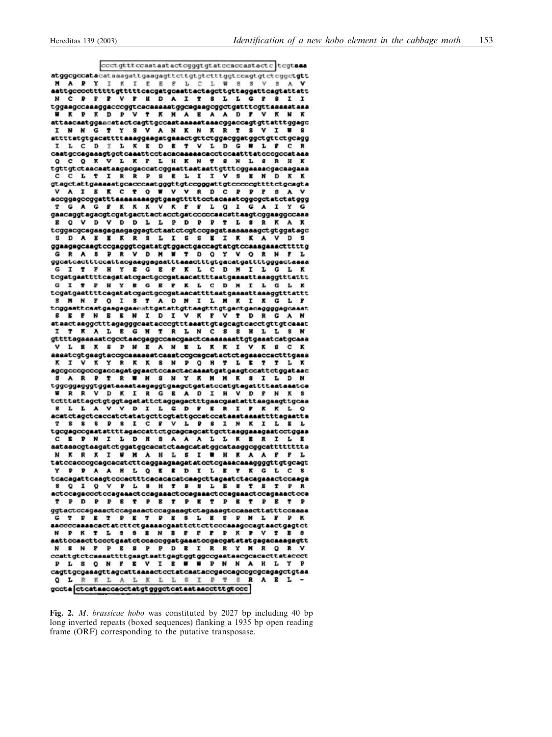```
                ccctgtttccaataatactcgggtgtatccaccaatactc tcgtaaa
atggcgccatacataaagattgaagagttcttgtgtctttggtccagtgtctcggctgtt
 M  A  P  Y  I  K  I  E  E  F  L  C  L  W  S  S  V  S  A  V
aattgcccctttttttgttttttcacgatgcaattactagcttgttaggattcagtattatt
 N  C  P  F  F  V  F  H  D  A  I  T  S  L  L  G  F  S  I  I
tggaagcccaaaggacccggtcacaaaaatggcagaagcggctgatttcgttaaaaataaa
 W  K  P  K  D  P  V  T  K  M  A  E  A  A  D  F  V  K  N  K
attaacaatggaacatactcagttgccaataaaaataaacggaccagtgttatttggagc
 I  N  N  G  T  Y  S  V  A  N  K  N  K  R  T  S  V  I  W  S
atttatgtgacattttaaaggaagatgaaactgttctggacggatggctgttctgcagg
 I  L  C  D  I  L  K  E  D  E  T  V  L  D  G  W  L  F  C  R
caatgccagaaagtgctcaaattcctacacaaaaacacctccaatttatcccgccataaa
 Q  C  Q  K  V  L  K  F  L  H  K  N  T  S  N  L  S  R  H  K
tgttgtctaacaataagacgaccatcggaattaataattgtttcggaaaacgacaagaaa
 C  C  L  T  I  R  R  P  S  E  L  I  I  V  S  E  N  D  K  K
gtagctattgaaaaatgcacccaatgggttgtccgggattgtcccccgttttctgcagta
 V  A  I  E  K  C  T  Q  W  V  V  R  D  C  P  P  F  S  A  V
accggagccggatttaaaaaaaaggtgaagtttttcctacaaatcggcgctatctatggg
 T  G  A  G  F  K  K  K  V  K  F  F  L  Q  I  G  A  I  Y  G
gaacaggtagacgtcgatgacttactacctgatcccccaacattaagtcggaaggccaaa
 E  Q  V  D  V  D  D  L  L  P  D  P  P  T  L  S  R  K  A  K
tcggacgcagaagagaagaggagtctaatctcgtccgagataaaaaaagctgtggatagc
 S  D  A  E  E  K  R  S  L  I  S  S  E  I  K  K  A  V  D  S
ggaagagcaagtccgagggtcgatatgtggactgaccagtatgtccaaagaaactttttg
 G  R  A  S  P  R  V  D  M  W  T  D  Q  Y  V  Q  R  N  F  L
ggcatcactttccattacgaaggagaatttaaactttgtgacatgattttgggactaaaa
 G  I  T  F  H  Y  E  G  E  F  K  L  C  D  M  I  L  G  L  K
tcgatgaattttcagatatcgactgccgataacattttaatgaaaattaaaggtttattt
 G  I  T  F  H  Y  E  G  E  F  K  L  C  D  M  I  L  G  L  K
tcgatgaattttcagatatcgactgccgataacattttaatgaaaattaaaggtttattt
 S  M  N  F  Q  I  S  T  A  D  N  I  L  M  K  I  K  G  L  F
tcggaattcaatgaagagaacattgatattgttaagtttgtgactgacaggggagcaaat
 S  E  F  N  E  E  N  I  D  I  V  K  F  V  T  D  R  G  A  N
ataactaaggctttagagggcaatacccgtttaaattgtagcagtcacctgttgtcaaat
 I  T  K  A  L  E  G  N  T  R  L  N  C  S  S  H  L  L  S  N
gttttagaaaaatcgcctaacgaggccaacgaactcaaaaaaattgtgaaatcatgcaaa
 V  L  E  K  S  P  N  E  A  N  E  L  K  K  I  V  K  S  C  K
aaaatcgtgaagtaccgcaaaaaatcaaatccgcagcatactctagaaaccactttgaaa
 K  I  V  K  Y  R  K  K  S  N  P  Q  H  T  L  E  T  T  L  K
agcgcccgcccgaccagatggaactccaactacaaaatgatgaagtccattctggataac
 S  A  R  P  T  R  W  N  S  N  Y  K  M  M  K  S  I  L  D  N
tggcggagggtggataaaataagaggtgaagctgatatccatgtagattttaataaatca
 W  R  R  V  D  K  I  R  G  E  A  D  I  H  V  D  F  N  K  S
tctttattagctgtggtagatattctaggagactttgaacgaatatttaagaagttgcaa
 S  L  L  A  V  V  D  I  L  G  D  F  E  R  I  F  K  K  L  Q
acatctagctcaccatctatatgcttcgtattgccatccataaataaaattttagaatta
 T  S  S  S  P  S  I  C  F  V  L  P  S  I  N  K  I  L  E  L
tgcgagccgaatattttagaccattctgcagcagcattgcttaaggaaagaatcctggaa
 C  E  P  N  I  L  D  H  S  A  A  A  L  L  K  E  R  I  L  E
aataaacgtaagatctggatggcacatctaagcatatggcataaggcggcattttttta
 N  K  R  K  I  W  M  A  H  L  S  I  W  H  K  A  A  F  F  L
tatccacccgcagcacatcttcaggaagaagatatcctcgaaacaaaggggttgtgcagt
 Y  P  P  A  A  H  L  Q  E  E  D  I  L  E  T  K  G  L  C  S
tcacagattcaagtcccactttcacacacatcaagcttagaatctacagaaactccaaga
 S  Q  I  Q  V  P  L  S  H  T  S  S  L  E  S  T  E  T  P  R
actccagaccctccagaaactccagaaactccagaaactccagaaactccagaaactcca
 T  P  D  P  P  E  T  P  E  T  P  E  T  P  E  T  P  E  T  P
ggtactccagaaactccagaaactccagaaagtctagaaagtccaaacttatttccaaaa
 G  T  P  E  T  P  E  T  P  E  S  L  E  S  P  N  L  F  P  K
aaccccaaaacactatcttctgaaaacgaattcttcttcccaaagccagtaactgagtct
 N  P  K  T  L  S  S  E  N  E  F  F  F  P  K  P  V  T  E  S
aattccaacttccctgaatctccaccggatgaaatccgacgatatatgagacaaagagtt
 N  S  N  F  P  E  S  P  P  D  E  I  R  R  Y  M  R  Q  R  V
ccattgtctcaaaattttgaagtaattgagtggtggccgaataacgcacacttataccct
 P  L  S  Q  N  F  E  V  I  E  W  W  P  N  N  A  H  L  Y  P
cagttgcgaaagttagcattaaaactcctatcaatcaccgaccagccgcgcagagctgtaa
 Q  L  R  K  L  A  L  K  L  L  S  I  P  T  S  R  A  E  L  -
gccta ctcataaccacctatgtgggctcataataacctttgtccc
```

**Fig. 2.** *M. brassicae hobo* was constituted by 2027 bp including 40 bp long inverted repeats (boxed sequences) flanking a 1935 bp open reading frame (ORF) corresponding to the putative transposase.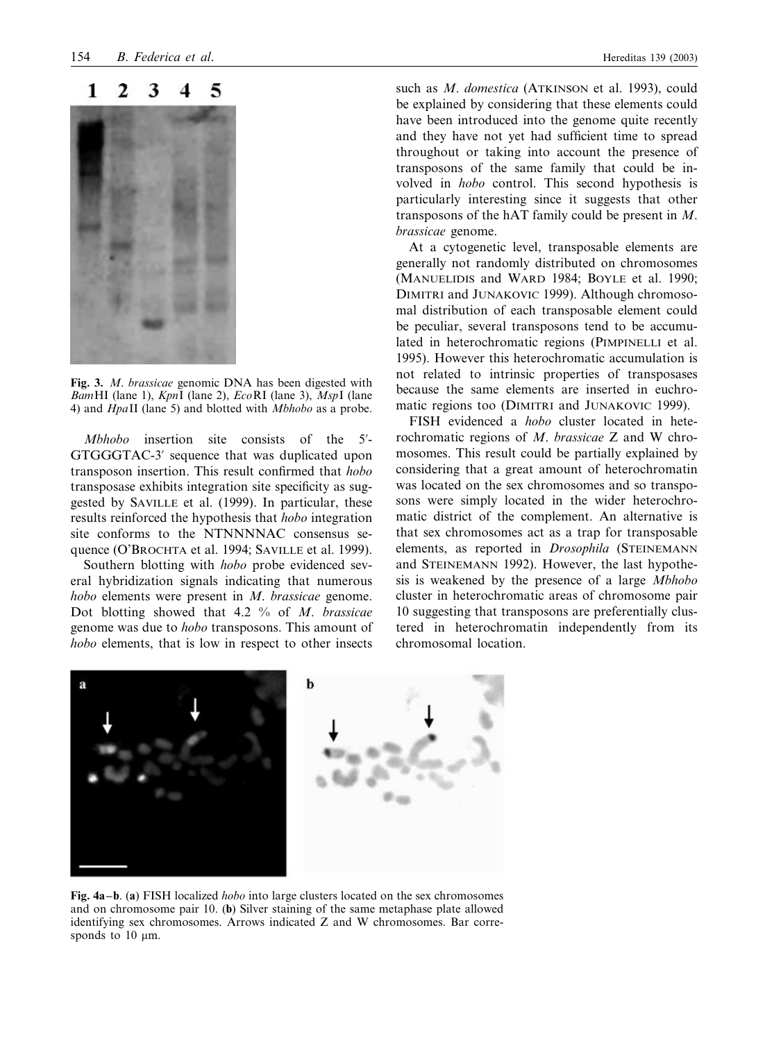**Fig. 3.** *M. brassicae* genomic DNA has been digested with *Bam*HI (lane 1), *Kpn*I (lane 2), *Eco*RI (lane 3), *Msp*I (lane 4) and *Hpa*II (lane 5) and blotted with *Mbhobo* as a probe.

*Mbhobo* insertion site consists of the 5′-GTGGGTAC-3′ sequence that was duplicated upon transposon insertion. This result confirmed that *hobo* transposase exhibits integration site specificity as suggested by SAVILLE et al. (1999). In particular, these results reinforced the hypothesis that *hobo* integration site conforms to the NTNNNNAC consensus sequence (O'BROCHTA et al. 1994; SAVILLE et al. 1999).

Southern blotting with *hobo* probe evidenced several hybridization signals indicating that numerous *hobo* elements were present in *M. brassicae* genome. Dot blotting showed that 4.2 % of *M. brassicae* genome was due to *hobo* transposons. This amount of *hobo* elements, that is low in respect to other insects such as *M. domestica* (ATKINSON et al. 1993), could be explained by considering that these elements could have been introduced into the genome quite recently and they have not yet had sufficient time to spread throughout or taking into account the presence of transposons of the same family that could be involved in *hobo* control. This second hypothesis is particularly interesting since it suggests that other transposons of the hAT family could be present in *M. brassicae* genome.

At a cytogenetic level, transposable elements are generally not randomly distributed on chromosomes (MANUELIDIS and WARD 1984; BOYLE et al. 1990; DIMITRI and JUNAKOVIC 1999). Although chromosomal distribution of each transposable element could be peculiar, several transposons tend to be accumulated in heterochromatic regions (PIMPINELLI et al. 1995). However this heterochromatic accumulation is not related to intrinsic properties of transposases because the same elements are inserted in euchromatic regions too (DIMITRI and JUNAKOVIC 1999).

FISH evidenced a *hobo* cluster located in heterochromatic regions of *M. brassicae* Z and W chromosomes. This result could be partially explained by considering that a great amount of heterochromatin was located on the sex chromosomes and so transposons were simply located in the wider heterochromatic district of the complement. An alternative is that sex chromosomes act as a trap for transposable elements, as reported in *Drosophila* (STEINEMANN and STEINEMANN 1992). However, the last hypothesis is weakened by the presence of a large *Mbhobo* cluster in heterochromatic areas of chromosome pair 10 suggesting that transposons are preferentially clustered in heterochromatin independently from its chromosomal location.

**Fig. 4a–b**. (**a**) FISH localized *hobo* into large clusters located on the sex chromosomes and on chromosome pair 10. (**b**) Silver staining of the same metaphase plate allowed identifying sex chromosomes. Arrows indicated Z and W chromosomes. Bar corresponds to 10 μm.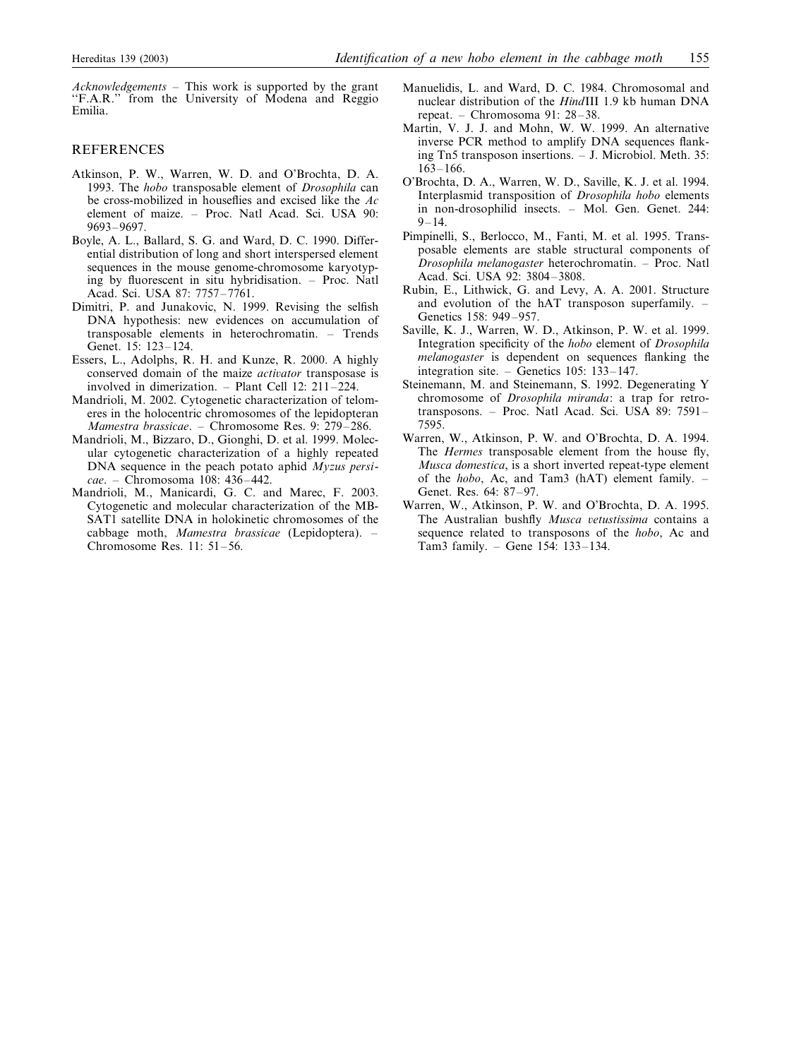*Acknowledgements* – This work is supported by the grant "F.A.R." from the University of Modena and Reggio Emilia.

## REFERENCES

Atkinson, P. W., Warren, W. D. and O'Brochta, D. A. 1993. The *hobo* transposable element of *Drosophila* can be cross-mobilized in houseflies and excised like the *Ac* element of maize. – Proc. Natl Acad. Sci. USA 90: 9693–9697.

Boyle, A. L., Ballard, S. G. and Ward, D. C. 1990. Differential distribution of long and short interspersed element sequences in the mouse genome-chromosome karyotyping by fluorescent in situ hybridisation. – Proc. Natl Acad. Sci. USA 87: 7757–7761.

Dimitri, P. and Junakovic, N. 1999. Revising the selfish DNA hypothesis: new evidences on accumulation of transposable elements in heterochromatin. – Trends Genet. 15: 123–124.

Essers, L., Adolphs, R. H. and Kunze, R. 2000. A highly conserved domain of the maize *activator* transposase is involved in dimerization. – Plant Cell 12: 211–224.

Mandrioli, M. 2002. Cytogenetic characterization of telomeres in the holocentric chromosomes of the lepidopteran *Mamestra brassicae*. – Chromosome Res. 9: 279–286.

Mandrioli, M., Bizzaro, D., Gionghi, D. et al. 1999. Molecular cytogenetic characterization of a highly repeated DNA sequence in the peach potato aphid *Myzus persicae*. – Chromosoma 108: 436–442.

Mandrioli, M., Manicardi, G. C. and Marec, F. 2003. Cytogenetic and molecular characterization of the MBSAT1 satellite DNA in holokinetic chromosomes of the cabbage moth, *Mamestra brassicae* (Lepidoptera). – Chromosome Res. 11: 51–56.

Manuelidis, L. and Ward, D. C. 1984. Chromosomal and nuclear distribution of the *Hind*III 1.9 kb human DNA repeat. – Chromosoma 91: 28–38.

Martin, V. J. J. and Mohn, W. W. 1999. An alternative inverse PCR method to amplify DNA sequences flanking Tn5 transposon insertions. – J. Microbiol. Meth. 35: 163–166.

O'Brochta, D. A., Warren, W. D., Saville, K. J. et al. 1994. Interplasmid transposition of *Drosophila hobo* elements in non-drosophilid insects. – Mol. Gen. Genet. 244: 9–14.

Pimpinelli, S., Berlocco, M., Fanti, M. et al. 1995. Transposable elements are stable structural components of *Drosophila melanogaster* heterochromatin. – Proc. Natl Acad. Sci. USA 92: 3804–3808.

Rubin, E., Lithwick, G. and Levy, A. A. 2001. Structure and evolution of the hAT transposon superfamily. – Genetics 158: 949–957.

Saville, K. J., Warren, W. D., Atkinson, P. W. et al. 1999. Integration specificity of the *hobo* element of *Drosophila melanogaster* is dependent on sequences flanking the integration site. – Genetics 105: 133–147.

Steinemann, M. and Steinemann, S. 1992. Degenerating Y chromosome of *Drosophila miranda*: a trap for retrotransposons. – Proc. Natl Acad. Sci. USA 89: 7591–7595.

Warren, W., Atkinson, P. W. and O'Brochta, D. A. 1994. The *Hermes* transposable element from the house fly, *Musca domestica*, is a short inverted repeat-type element of the *hobo*, Ac, and Tam3 (hAT) element family. – Genet. Res. 64: 87–97.

Warren, W., Atkinson, P. W. and O'Brochta, D. A. 1995. The Australian bushfly *Musca vetustissima* contains a sequence related to transposons of the *hobo*, Ac and Tam3 family. – Gene 154: 133–134.